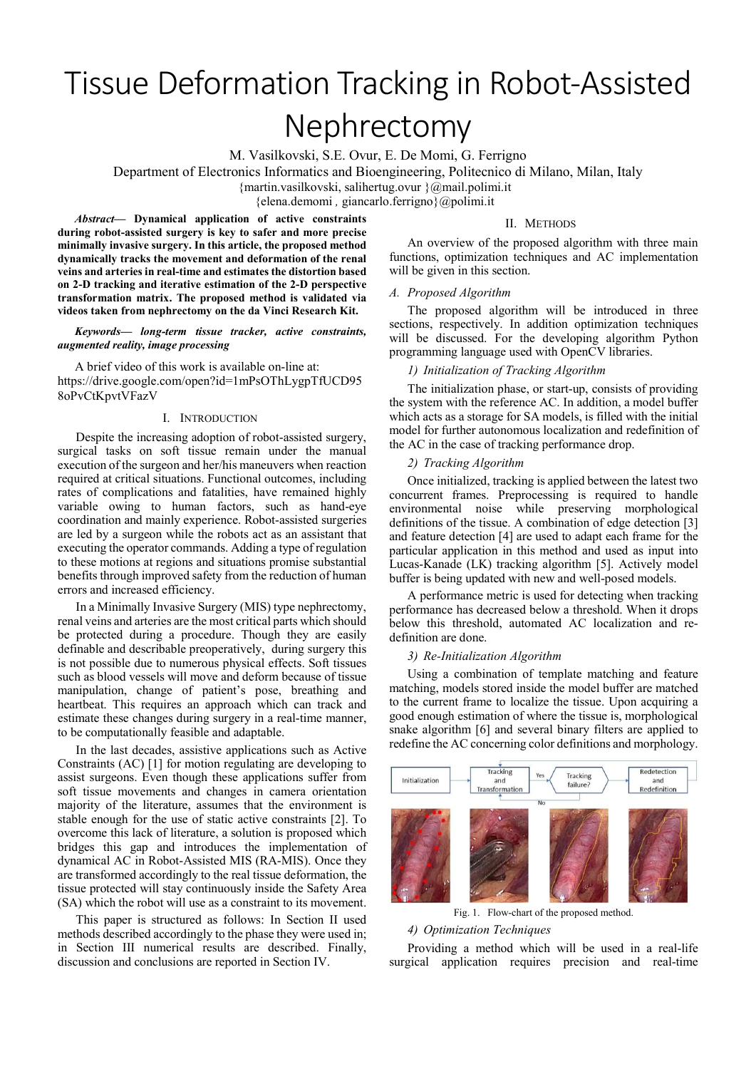# Tissue Deformation Tracking in Robot-Assisted Nephrectomy

M. Vasilkovski, S.E. Ovur, E. De Momi, G. Ferrigno

Department of Electronics Informatics and Bioengineering, Politecnico di Milano, Milan, Italy

{martin.vasilkovski, salihertug.ovur }@mail.polimi.it

{elena.demomi , giancarlo.ferrigno}@polimi.it

***Abstract*— Dynamical application of active constraints during robot-assisted surgery is key to safer and more precise minimally invasive surgery. In this article, the proposed method dynamically tracks the movement and deformation of the renal veins and arteries in real-time and estimates the distortion based on 2-D tracking and iterative estimation of the 2-D perspective transformation matrix. The proposed method is validated via videos taken from nephrectomy on the da Vinci Research Kit.**

***Keywords*— *long-term tissue tracker, active constraints, augmented reality, image processing***

A brief video of this work is available on-line at: https://drive.google.com/open?id=1mPsOThLygpTfUCD958oPvCtKpvtVFazV

## I. Introduction

Despite the increasing adoption of robot-assisted surgery, surgical tasks on soft tissue remain under the manual execution of the surgeon and her/his maneuvers when reaction required at critical situations. Functional outcomes, including rates of complications and fatalities, have remained highly variable owing to human factors, such as hand-eye coordination and mainly experience. Robot-assisted surgeries are led by a surgeon while the robots act as an assistant that executing the operator commands. Adding a type of regulation to these motions at regions and situations promise substantial benefits through improved safety from the reduction of human errors and increased efficiency.

In a Minimally Invasive Surgery (MIS) type nephrectomy, renal veins and arteries are the most critical parts which should be protected during a procedure. Though they are easily definable and describable preoperatively, during surgery this is not possible due to numerous physical effects. Soft tissues such as blood vessels will move and deform because of tissue manipulation, change of patient's pose, breathing and heartbeat. This requires an approach which can track and estimate these changes during surgery in a real-time manner, to be computationally feasible and adaptable.

In the last decades, assistive applications such as Active Constraints (AC) [1] for motion regulating are developing to assist surgeons. Even though these applications suffer from soft tissue movements and changes in camera orientation majority of the literature, assumes that the environment is stable enough for the use of static active constraints [2]. To overcome this lack of literature, a solution is proposed which bridges this gap and introduces the implementation of dynamical AC in Robot-Assisted MIS (RA-MIS). Once they are transformed accordingly to the real tissue deformation, the tissue protected will stay continuously inside the Safety Area (SA) which the robot will use as a constraint to its movement.

This paper is structured as follows: In Section II used methods described accordingly to the phase they were used in; in Section III numerical results are described. Finally, discussion and conclusions are reported in Section IV.

## II. Methods

An overview of the proposed algorithm with three main functions, optimization techniques and AC implementation will be given in this section.

### *A. Proposed Algorithm*

The proposed algorithm will be introduced in three sections, respectively. In addition optimization techniques will be discussed. For the developing algorithm Python programming language used with OpenCV libraries.

#### *1) Initialization of Tracking Algorithm*

The initialization phase, or start-up, consists of providing the system with the reference AC. In addition, a model buffer which acts as a storage for SA models, is filled with the initial model for further autonomous localization and redefinition of the AC in the case of tracking performance drop.

#### *2) Tracking Algorithm*

Once initialized, tracking is applied between the latest two concurrent frames. Preprocessing is required to handle environmental noise while preserving morphological definitions of the tissue. A combination of edge detection [3] and feature detection [4] are used to adapt each frame for the particular application in this method and used as input into Lucas-Kanade (LK) tracking algorithm [5]. Actively model buffer is being updated with new and well-posed models.

A performance metric is used for detecting when tracking performance has decreased below a threshold. When it drops below this threshold, automated AC localization and re-definition are done.

#### *3) Re-Initialization Algorithm*

Using a combination of template matching and feature matching, models stored inside the model buffer are matched to the current frame to localize the tissue. Upon acquiring a good enough estimation of where the tissue is, morphological snake algorithm [6] and several binary filters are applied to redefine the AC concerning color definitions and morphology.

Initialization → Tracking and Transformation → Tracking failure? — Yes → Redetection and Redefinition; No → Tracking and Transformation

Fig. 1. Flow-chart of the proposed method.

#### *4) Optimization Techniques*

Providing a method which will be used in a real-life surgical application requires precision and real-time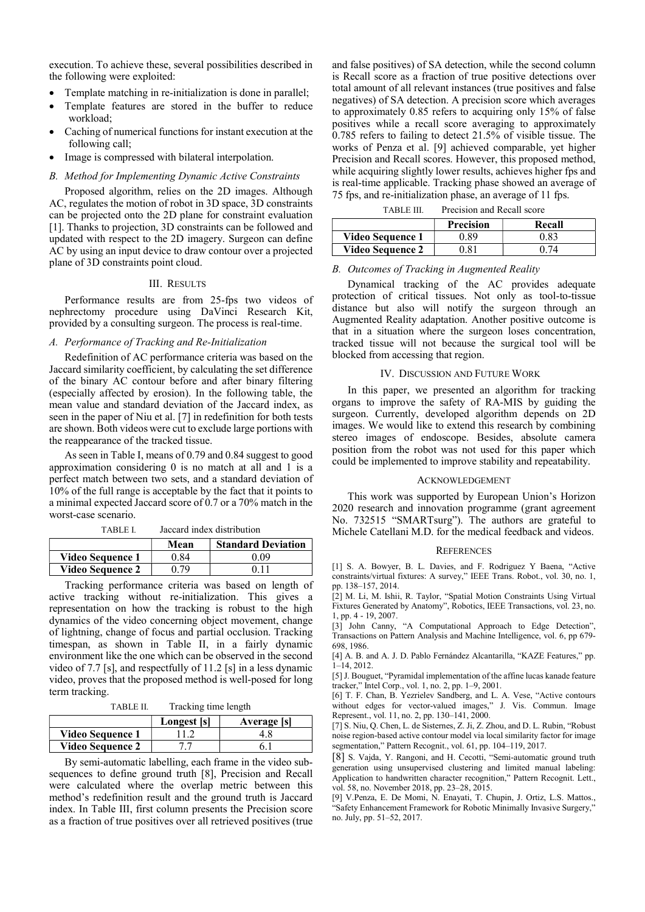execution. To achieve these, several possibilities described in the following were exploited:

- Template matching in re-initialization is done in parallel;
- Template features are stored in the buffer to reduce workload;
- Caching of numerical functions for instant execution at the following call;
- Image is compressed with bilateral interpolation.

### *B. Method for Implementing Dynamic Active Constraints*

Proposed algorithm, relies on the 2D images. Although AC, regulates the motion of robot in 3D space, 3D constraints can be projected onto the 2D plane for constraint evaluation [1]. Thanks to projection, 3D constraints can be followed and updated with respect to the 2D imagery. Surgeon can define AC by using an input device to draw contour over a projected plane of 3D constraints point cloud.

## III. Results

Performance results are from 25-fps two videos of nephrectomy procedure using DaVinci Research Kit, provided by a consulting surgeon. The process is real-time.

### *A. Performance of Tracking and Re-Initialization*

Redefinition of AC performance criteria was based on the Jaccard similarity coefficient, by calculating the set difference of the binary AC contour before and after binary filtering (especially affected by erosion). In the following table, the mean value and standard deviation of the Jaccard index, as seen in the paper of Niu et al. [7] in redefinition for both tests are shown. Both videos were cut to exclude large portions with the reappearance of the tracked tissue.

As seen in Table I, means of 0.79 and 0.84 suggest to good approximation considering 0 is no match at all and 1 is a perfect match between two sets, and a standard deviation of 10% of the full range is acceptable by the fact that it points to a minimal expected Jaccard score of 0.7 or a 70% match in the worst-case scenario.

TABLE I. Jaccard index distribution

| | **Mean** | **Standard Deviation** |
|---|---|---|
| **Video Sequence 1** | 0.84 | 0.09 |
| **Video Sequence 2** | 0.79 | 0.11 |

Tracking performance criteria was based on length of active tracking without re-initialization. This gives a representation on how the tracking is robust to the high dynamics of the video concerning object movement, change of lightning, change of focus and partial occlusion. Tracking timespan, as shown in Table II, in a fairly dynamic environment like the one which can be observed in the second video of 7.7 [s], and respectfully of 11.2 [s] in a less dynamic video, proves that the proposed method is well-posed for long term tracking.

TABLE II. Tracking time length

| | **Longest [s]** | **Average [s]** |
|---|---|---|
| **Video Sequence 1** | 11.2 | 4.8 |
| **Video Sequence 2** | 7.7 | 6.1 |

By semi-automatic labelling, each frame in the video sub-sequences to define ground truth [8], Precision and Recall were calculated where the overlap metric between this method's redefinition result and the ground truth is Jaccard index. In Table III, first column presents the Precision score as a fraction of true positives over all retrieved positives (true and false positives) of SA detection, while the second column is Recall score as a fraction of true positive detections over total amount of all relevant instances (true positives and false negatives) of SA detection. A precision score which averages to approximately 0.85 refers to acquiring only 15% of false positives while a recall score averaging to approximately 0.785 refers to failing to detect 21.5% of visible tissue. The works of Penza et al. [9] achieved comparable, yet higher Precision and Recall scores. However, this proposed method, while acquiring slightly lower results, achieves higher fps and is real-time applicable. Tracking phase showed an average of 75 fps, and re-initialization phase, an average of 11 fps.

TABLE III. Precision and Recall score

| | **Precision** | **Recall** |
|---|---|---|
| **Video Sequence 1** | 0.89 | 0.83 |
| **Video Sequence 2** | 0.81 | 0.74 |

### *B. Outcomes of Tracking in Augmented Reality*

Dynamical tracking of the AC provides adequate protection of critical tissues. Not only as tool-to-tissue distance but also will notify the surgeon through an Augmented Reality adaptation. Another positive outcome is that in a situation where the surgeon loses concentration, tracked tissue will not because the surgical tool will be blocked from accessing that region.

## IV. Discussion and Future Work

In this paper, we presented an algorithm for tracking organs to improve the safety of RA-MIS by guiding the surgeon. Currently, developed algorithm depends on 2D images. We would like to extend this research by combining stereo images of endoscope. Besides, absolute camera position from the robot was not used for this paper which could be implemented to improve stability and repeatability.

## Acknowledgement

This work was supported by European Union's Horizon 2020 research and innovation programme (grant agreement No. 732515 "SMARTsurg"). The authors are grateful to Michele Catellani M.D. for the medical feedback and videos.

## References

[1] S. A. Bowyer, B. L. Davies, and F. Rodriguez Y Baena, "Active constraints/virtual fixtures: A survey," IEEE Trans. Robot., vol. 30, no. 1, pp. 138–157, 2014.

[2] M. Li, M. Ishii, R. Taylor, "Spatial Motion Constraints Using Virtual Fixtures Generated by Anatomy", Robotics, IEEE Transactions, vol. 23, no. 1, pp. 4 - 19, 2007.

[3] John Canny, "A Computational Approach to Edge Detection", Transactions on Pattern Analysis and Machine Intelligence, vol. 6, pp 679-698, 1986.

[4] A. B. and A. J. D. Pablo Fernández Alcantarilla, "KAZE Features," pp. 1–14, 2012.

[5] J. Bouguet, "Pyramidal implementation of the affine lucas kanade feature tracker," Intel Corp., vol. 1, no. 2, pp. 1–9, 2001.

[6] T. F. Chan, B. Yezrielev Sandberg, and L. A. Vese, "Active contours without edges for vector-valued images," J. Vis. Commun. Image Represent., vol. 11, no. 2, pp. 130–141, 2000.

[7] S. Niu, Q. Chen, L. de Sisternes, Z. Ji, Z. Zhou, and D. L. Rubin, "Robust noise region-based active contour model via local similarity factor for image segmentation," Pattern Recognit., vol. 61, pp. 104–119, 2017.

[8] S. Vajda, Y. Rangoni, and H. Cecotti, "Semi-automatic ground truth generation using unsupervised clustering and limited manual labeling: Application to handwritten character recognition," Pattern Recognit. Lett., vol. 58, no. November 2018, pp. 23–28, 2015.

[9] V.Penza, E. De Momi, N. Enayati, T. Chupin, J. Ortiz, L.S. Mattos., "Safety Enhancement Framework for Robotic Minimally Invasive Surgery," no. July, pp. 51–52, 2017.